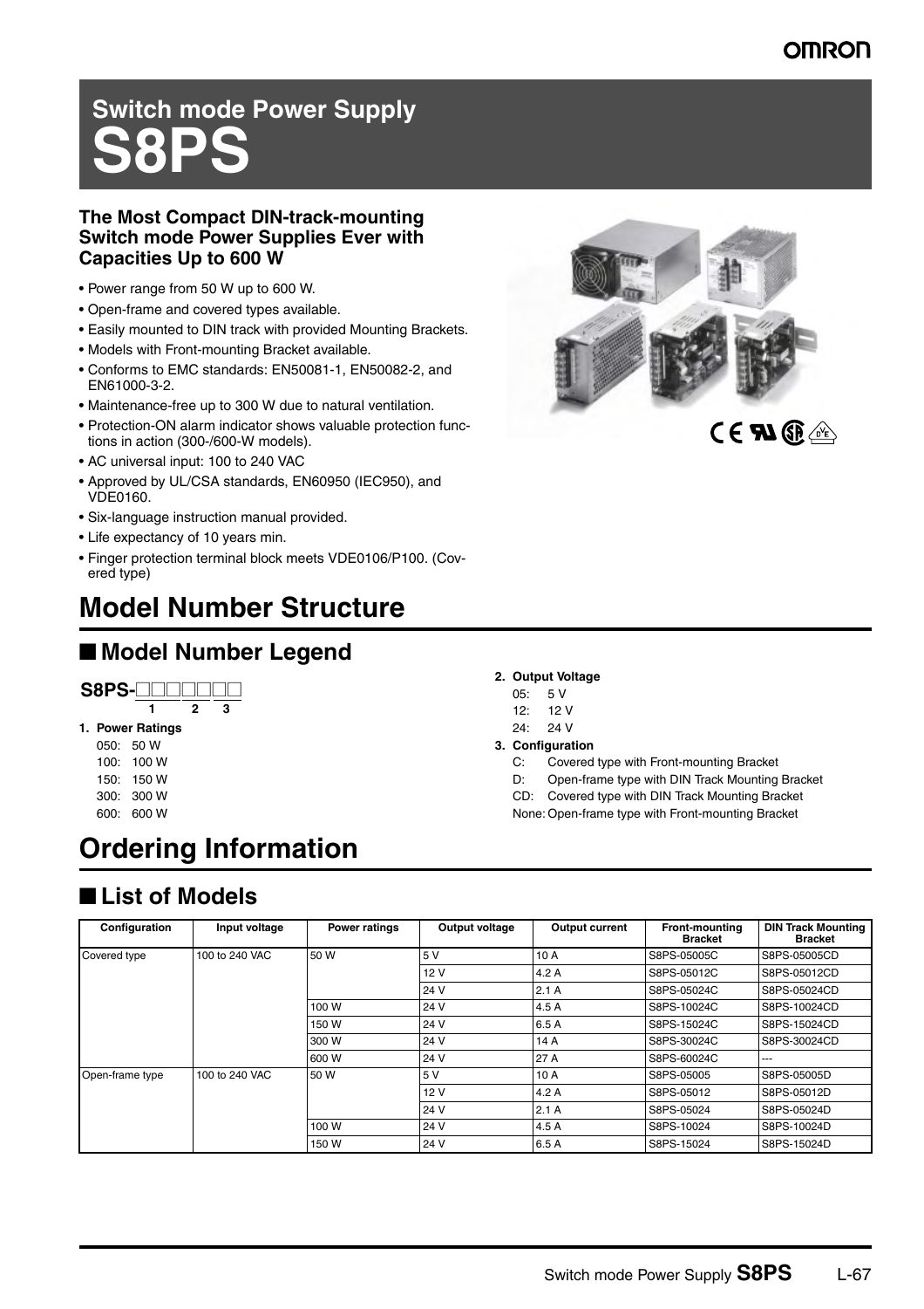# Switch mode Power Supply
# S8PS

### The Most Compact DIN-track-mounting Switch mode Power Supplies Ever with Capacities Up to 600 W

- Power range from 50 W up to 600 W.
- Open-frame and covered types available.
- Easily mounted to DIN track with provided Mounting Brackets.
- Models with Front-mounting Bracket available.
- Conforms to EMC standards: EN50081-1, EN50082-2, and EN61000-3-2.
- Maintenance-free up to 300 W due to natural ventilation.
- Protection-ON alarm indicator shows valuable protection functions in action (300-/600-W models).
- AC universal input: 100 to 240 VAC
- Approved by UL/CSA standards, EN60950 (IEC950), and VDE0160.
- Six-language instruction manual provided.
- Life expectancy of 10 years min.
- Finger protection terminal block meets VDE0106/P100. (Covered type)

# Model Number Structure

## ■ Model Number Legend

**S8PS-□□□□□□□**
1 2 3

**1. Power Ratings**
- 050: 50 W
- 100: 100 W
- 150: 150 W
- 300: 300 W
- 600: 600 W

**2. Output Voltage**
- 05: 5 V
- 12: 12 V
- 24: 24 V

**3. Configuration**
- C: Covered type with Front-mounting Bracket
- D: Open-frame type with DIN Track Mounting Bracket
- CD: Covered type with DIN Track Mounting Bracket
- None: Open-frame type with Front-mounting Bracket

# Ordering Information

## ■ List of Models

| Configuration | Input voltage | Power ratings | Output voltage | Output current | Front-mounting Bracket | DIN Track Mounting Bracket |
|---|---|---|---|---|---|---|
| Covered type | 100 to 240 VAC | 50 W | 5 V | 10 A | S8PS-05005C | S8PS-05005CD |
| | | | 12 V | 4.2 A | S8PS-05012C | S8PS-05012CD |
| | | | 24 V | 2.1 A | S8PS-05024C | S8PS-05024CD |
| | | 100 W | 24 V | 4.5 A | S8PS-10024C | S8PS-10024CD |
| | | 150 W | 24 V | 6.5 A | S8PS-15024C | S8PS-15024CD |
| | | 300 W | 24 V | 14 A | S8PS-30024C | S8PS-30024CD |
| | | 600 W | 24 V | 27 A | S8PS-60024C | --- |
| Open-frame type | 100 to 240 VAC | 50 W | 5 V | 10 A | S8PS-05005 | S8PS-05005D |
| | | | 12 V | 4.2 A | S8PS-05012 | S8PS-05012D |
| | | | 24 V | 2.1 A | S8PS-05024 | S8PS-05024D |
| | | 100 W | 24 V | 4.5 A | S8PS-10024 | S8PS-10024D |
| | | 150 W | 24 V | 6.5 A | S8PS-15024 | S8PS-15024D |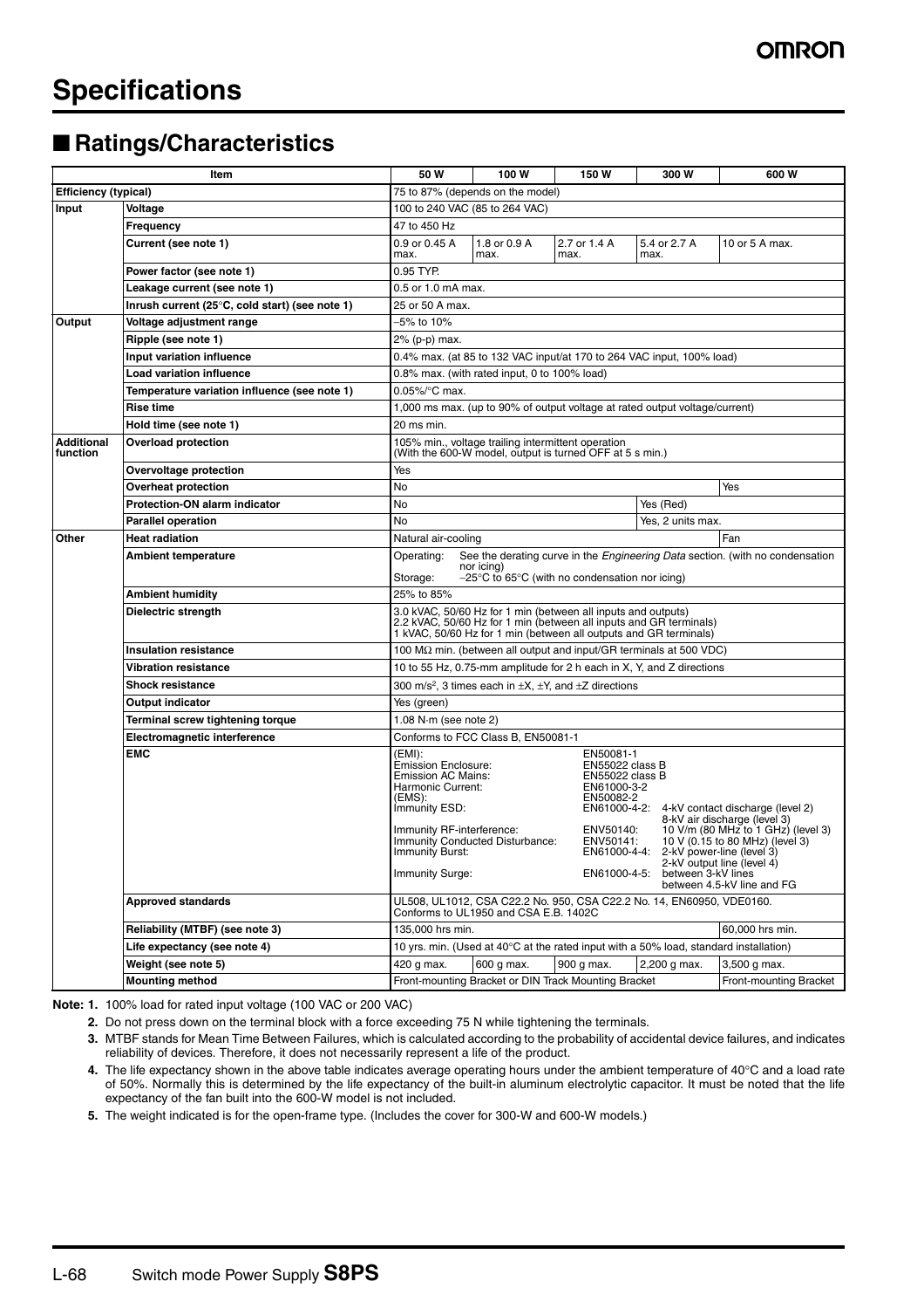# Specifications

## ■ Ratings/Characteristics

| Item | | 50 W | 100 W | 150 W | 300 W | 600 W |
|---|---|---|---|---|---|---|
| **Efficiency (typical)** | | 75 to 87% (depends on the model) | | | | |
| **Input** | **Voltage** | 100 to 240 VAC (85 to 264 VAC) | | | | |
| | **Frequency** | 47 to 450 Hz | | | | |
| | **Current (see note 1)** | 0.9 or 0.45 A max. | 1.8 or 0.9 A max. | 2.7 or 1.4 A max. | 5.4 or 2.7 A max. | 10 or 5 A max. |
| | **Power factor (see note 1)** | 0.95 TYP. | | | | |
| | **Leakage current (see note 1)** | 0.5 or 1.0 mA max. | | | | |
| | **Inrush current (25°C, cold start) (see note 1)** | 25 or 50 A max. | | | | |
| **Output** | **Voltage adjustment range** | −5% to 10% | | | | |
| | **Ripple (see note 1)** | 2% (p-p) max. | | | | |
| | **Input variation influence** | 0.4% max. (at 85 to 132 VAC input/at 170 to 264 VAC input, 100% load) | | | | |
| | **Load variation influence** | 0.8% max. (with rated input, 0 to 100% load) | | | | |
| | **Temperature variation influence (see note 1)** | 0.05%/°C max. | | | | |
| | **Rise time** | 1,000 ms max. (up to 90% of output voltage at rated output voltage/current) | | | | |
| | **Hold time (see note 1)** | 20 ms min. | | | | |
| **Additional function** | **Overload protection** | 105% min., voltage trailing intermittent operation (With the 600-W model, output is turned OFF at 5 s min.) | | | | |
| | **Overvoltage protection** | Yes | | | | |
| | **Overheat protection** | No | | | | Yes |
| | **Protection-ON alarm indicator** | No | | | Yes (Red) | |
| | **Parallel operation** | No | | | Yes, 2 units max. | |
| **Other** | **Heat radiation** | Natural air-cooling | | | | Fan |
| | **Ambient temperature** | Operating: See the derating curve in the *Engineering Data* section. (with no condensation nor icing)<br>Storage: −25°C to 65°C (with no condensation nor icing) | | | | |
| | **Ambient humidity** | 25% to 85% | | | | |
| | **Dielectric strength** | 3.0 kVAC, 50/60 Hz for 1 min (between all inputs and outputs)<br>2.2 kVAC, 50/60 Hz for 1 min (between all inputs and GR terminals)<br>1 kVAC, 50/60 Hz for 1 min (between all outputs and GR terminals) | | | | |
| | **Insulation resistance** | 100 MΩ min. (between all output and input/GR terminals at 500 VDC) | | | | |
| | **Vibration resistance** | 10 to 55 Hz, 0.75-mm amplitude for 2 h each in X, Y, and Z directions | | | | |
| | **Shock resistance** | 300 m/s², 3 times each in ±X, ±Y, and ±Z directions | | | | |
| | **Output indicator** | Yes (green) | | | | |
| | **Terminal screw tightening torque** | 1.08 N·m (see note 2) | | | | |
| | **Electromagnetic interference** | Conforms to FCC Class B, EN50081-1 | | | | |
| | **EMC** | (EMI): EN50081-1<br>Emission Enclosure: EN55022 class B<br>Emission AC Mains: EN55022 class B<br>Harmonic Current: EN61000-3-2<br>(EMS): EN50082-2<br>Immunity ESD: EN61000-4-2: 4-kV contact discharge (level 2) 8-kV air discharge (level 3)<br>Immunity RF-interference: ENV50140: 10 V/m (80 MHz to 1 GHz) (level 3)<br>Immunity Conducted Disturbance: ENV50141: 10 V (0.15 to 80 MHz) (level 3)<br>Immunity Burst: EN61000-4-4: 2-kV power-line (level 3) 2-kV output line (level 4)<br>Immunity Surge: EN61000-4-5: between 3-kV lines between 4.5-kV line and FG | | | | |
| | **Approved standards** | UL508, UL1012, CSA C22.2 No. 950, CSA C22.2 No. 14, EN60950, VDE0160. Conforms to UL1950 and CSA E.B. 1402C | | | | |
| | **Reliability (MTBF) (see note 3)** | 135,000 hrs min. | | | | 60,000 hrs min. |
| | **Life expectancy (see note 4)** | 10 yrs. min. (Used at 40°C at the rated input with a 50% load, standard installation) | | | | |
| | **Weight (see note 5)** | 420 g max. | 600 g max. | 900 g max. | 2,200 g max. | 3,500 g max. |
| | **Mounting method** | Front-mounting Bracket or DIN Track Mounting Bracket | | | | Front-mounting Bracket |

**Note: 1.** 100% load for rated input voltage (100 VAC or 200 VAC)

**2.** Do not press down on the terminal block with a force exceeding 75 N while tightening the terminals.

**3.** MTBF stands for Mean Time Between Failures, which is calculated according to the probability of accidental device failures, and indicates reliability of devices. Therefore, it does not necessarily represent a life of the product.

**4.** The life expectancy shown in the above table indicates average operating hours under the ambient temperature of 40°C and a load rate of 50%. Normally this is determined by the life expectancy of the built-in aluminum electrolytic capacitor. It must be noted that the life expectancy of the fan built into the 600-W model is not included.

**5.** The weight indicated is for the open-frame type. (Includes the cover for 300-W and 600-W models.)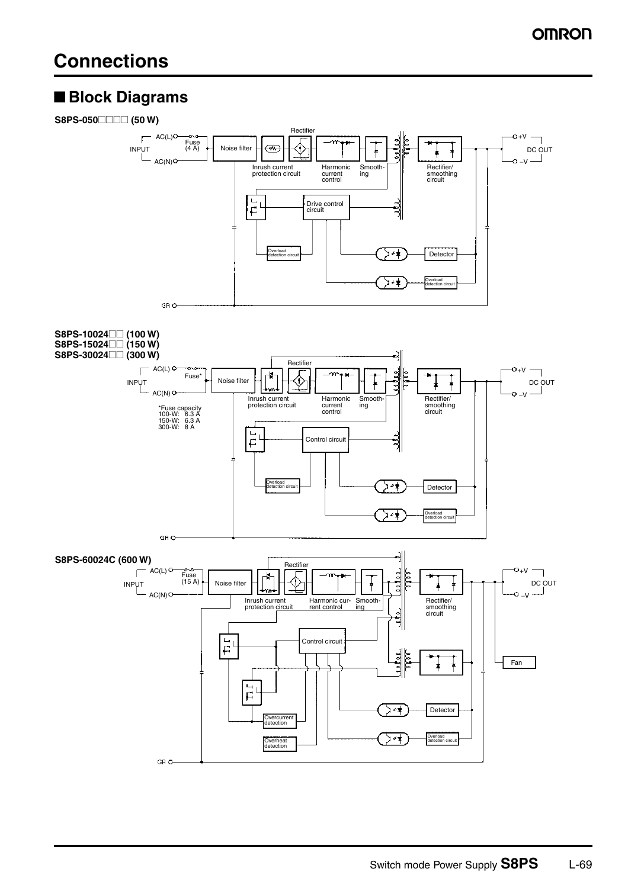# Connections

## ■ Block Diagrams

**S8PS-050□□□□ (50 W)**

INPUT AC(L) AC(N) Fuse (4 A) Noise filter Rectifier Inrush current protection circuit Harmonic current control Smoothing Rectifier/ smoothing circuit +V –V DC OUT Drive control circuit Overload detection circuit Detector Overload detection circuit GR

**S8PS-10024□□ (100 W)**
**S8PS-15024□□ (150 W)**
**S8PS-30024□□ (300 W)**

INPUT AC(L) AC(N) Fuse* Noise filter Rectifier Inrush current protection circuit Harmonic current control Smoothing Rectifier/ smoothing circuit +V –V DC OUT

*Fuse capacity
100-W: 6.3 A
150-W: 6.3 A
300-W: 8 A

Control circuit Overload detection circuit Detector Overload detection circuit GR

**S8PS-60024C (600 W)**

INPUT AC(L) AC(N) Fuse (15 A) Noise filter Rectifier Inrush current protection circuit Harmonic current control Smoothing Rectifier/ smoothing circuit +V –V DC OUT Control circuit Fan Overcurrent detection Overheat detection Detector Overload detection circuit GR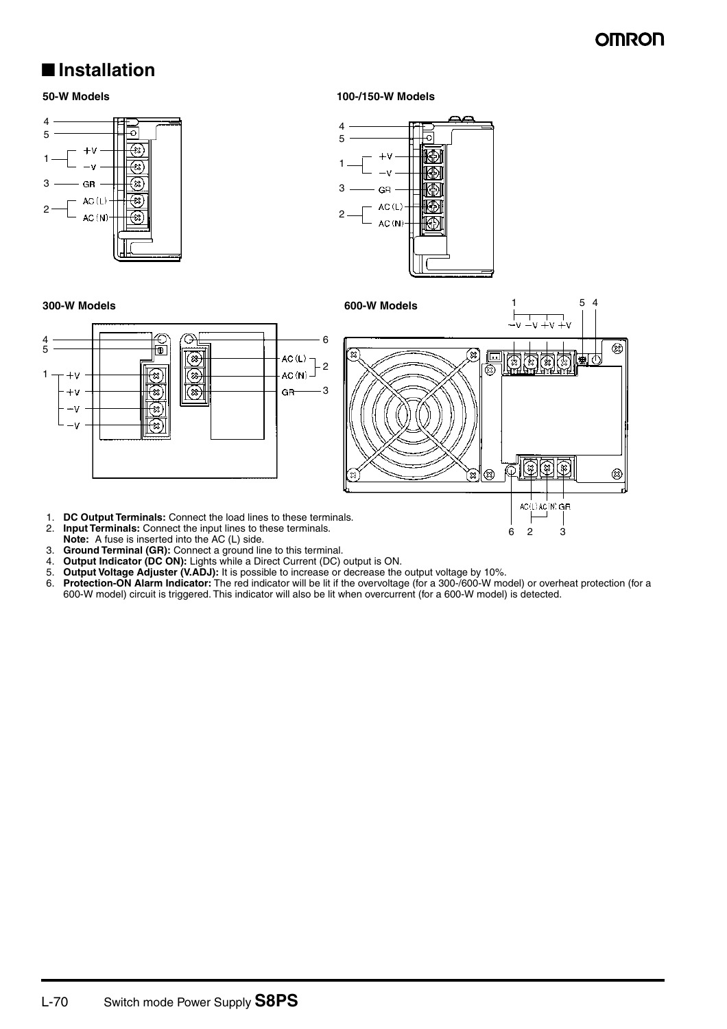## Installation

**50-W Models**

**100-/150-W Models**

**300-W Models**

**600-W Models**

1. **DC Output Terminals:** Connect the load lines to these terminals.
2. **Input Terminals:** Connect the input lines to these terminals.
   **Note:** A fuse is inserted into the AC (L) side.
3. **Ground Terminal (GR):** Connect a ground line to this terminal.
4. **Output Indicator (DC ON):** Lights while a Direct Current (DC) output is ON.
5. **Output Voltage Adjuster (V.ADJ):** It is possible to increase or decrease the output voltage by 10%.
6. **Protection-ON Alarm Indicator:** The red indicator will be lit if the overvoltage (for a 300-/600-W model) or overheat protection (for a 600-W model) circuit is triggered. This indicator will also be lit when overcurrent (for a 600-W model) is detected.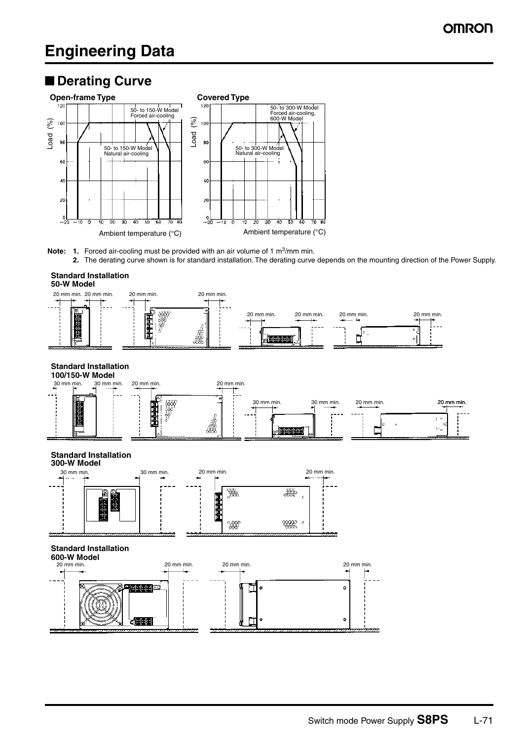# Engineering Data

## ■ Derating Curve

**Open-frame Type**

Load (%)

50- to 150-W Model Forced air-cooling

50- to 150-W Model Natural air-cooling

Ambient temperature (°C)

**Covered Type**

Load (%)

50- to 300-W Model Forced air-cooling, 600-W Model

50- to 300-W Model Natural air-cooling

Ambient temperature (°C)

**Note:** 1. Forced air-cooling must be provided with an air volume of 1 $m^3$/mm min.

2. The derating curve shown is for standard installation. The derating curve depends on the mounting direction of the Power Supply.

**Standard Installation**
**50-W Model**

20 mm min. 20 mm min. 20 mm min. 20 mm min. 20 mm min. 20 mm min. 20 mm min. 20 mm min.

**Standard Installation**
**100/150-W Model**

30 mm min. 30 mm min. 20 mm min. 20 mm min. 30 mm min. 30 mm min. 20 mm min. 20 mm min.

**Standard Installation**
**300-W Model**

30 mm min. 30 mm min. 20 mm min. 20 mm min.

**Standard Installation**
**600-W Model**

20 mm min. 20 mm min. 20 mm min. 20 mm min.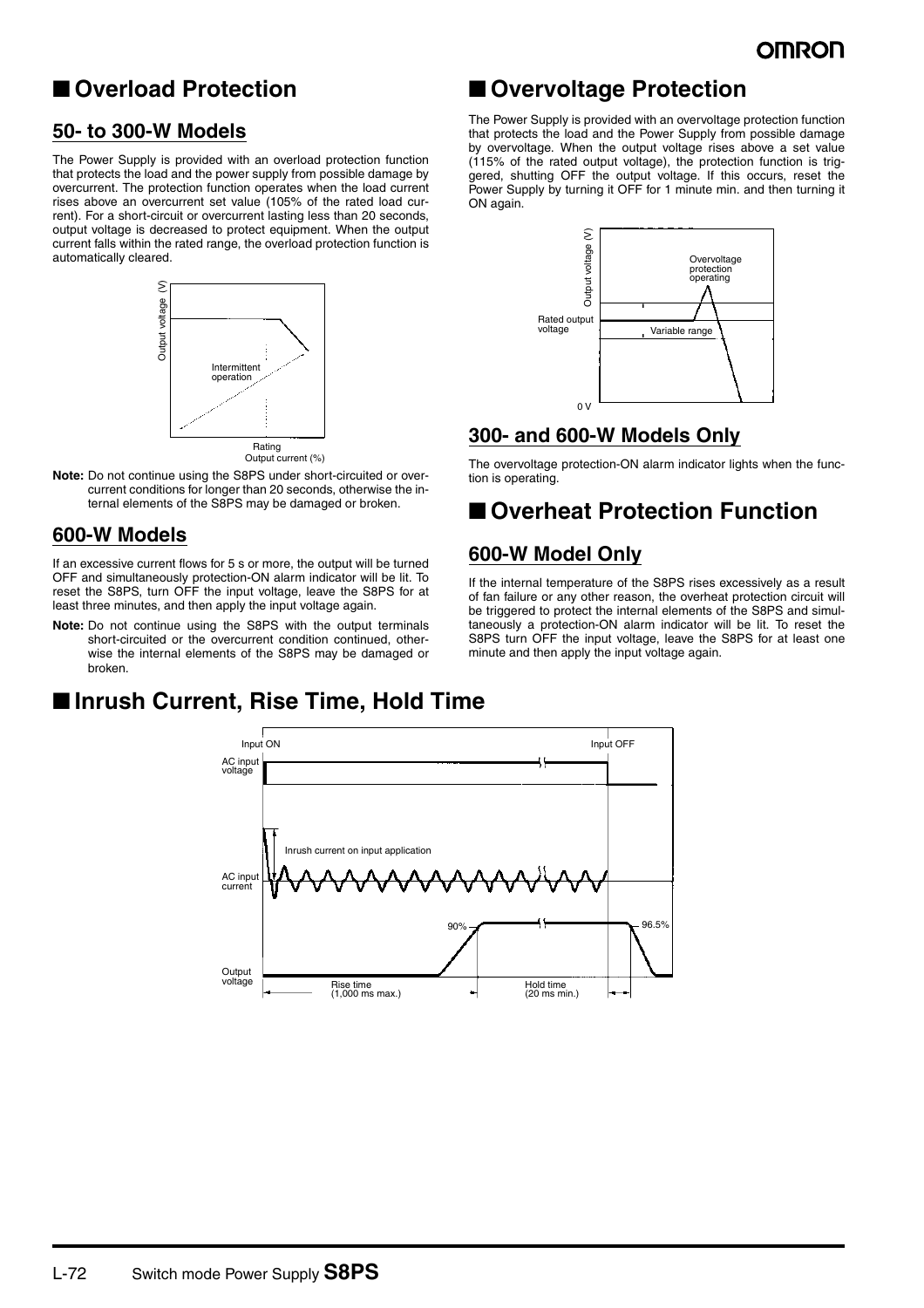## ■ Overload Protection

### 50- to 300-W Models

The Power Supply is provided with an overload protection function that protects the load and the power supply from possible damage by overcurrent. The protection function operates when the load current rises above an overcurrent set value (105% of the rated load current). For a short-circuit or overcurrent lasting less than 20 seconds, output voltage is decreased to protect equipment. When the output current falls within the rated range, the overload protection function is automatically cleared.

**Note:** Do not continue using the S8PS under short-circuited or overcurrent conditions for longer than 20 seconds, otherwise the internal elements of the S8PS may be damaged or broken.

### 600-W Models

If an excessive current flows for 5 s or more, the output will be turned OFF and simultaneously protection-ON alarm indicator will be lit. To reset the S8PS, turn OFF the input voltage, leave the S8PS for at least three minutes, and then apply the input voltage again.

**Note:** Do not continue using the S8PS with the output terminals short-circuited or the overcurrent condition continued, otherwise the internal elements of the S8PS may be damaged or broken.

## ■ Overvoltage Protection

The Power Supply is provided with an overvoltage protection function that protects the load and the Power Supply from possible damage by overvoltage. When the output voltage rises above a set value (115% of the rated output voltage), the protection function is triggered, shutting OFF the output voltage. If this occurs, reset the Power Supply by turning it OFF for 1 minute min. and then turning it ON again.

### 300- and 600-W Models Only

The overvoltage protection-ON alarm indicator lights when the function is operating.

## ■ Overheat Protection Function

### 600-W Model Only

If the internal temperature of the S8PS rises excessively as a result of fan failure or any other reason, the overheat protection circuit will be triggered to protect the internal elements of the S8PS and simultaneously a protection-ON alarm indicator will be lit. To reset the S8PS turn OFF the input voltage, leave the S8PS for at least one minute and then apply the input voltage again.

## ■ Inrush Current, Rise Time, Hold Time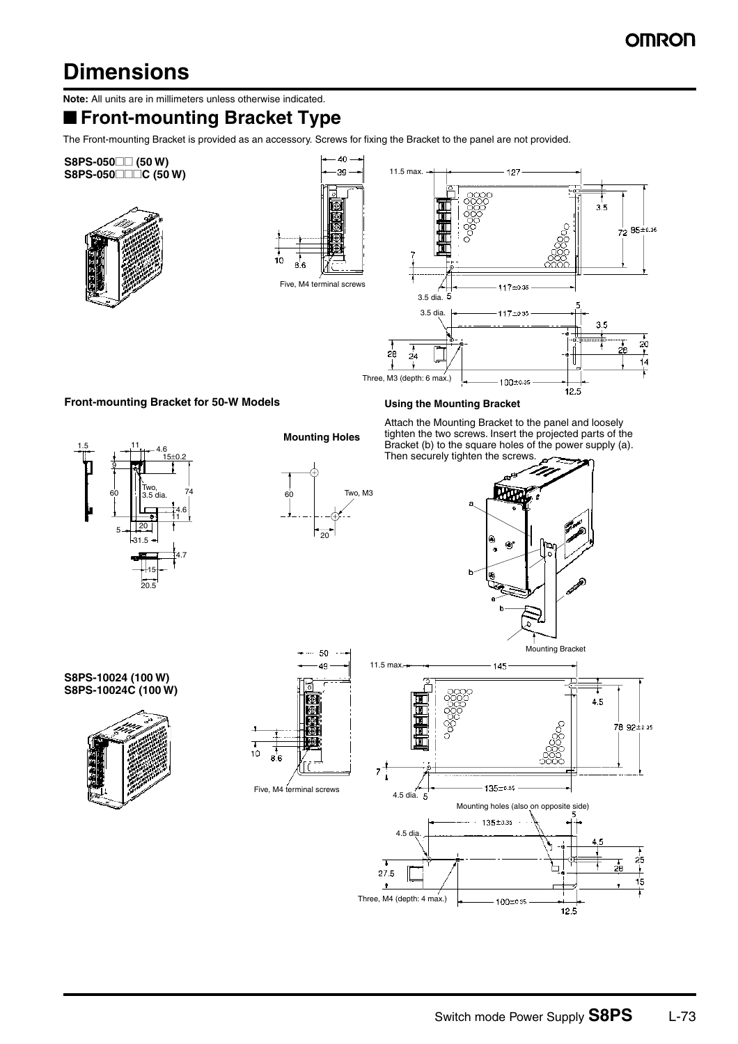# Dimensions

**Note:** All units are in millimeters unless otherwise indicated.

## ■ Front-mounting Bracket Type

The Front-mounting Bracket is provided as an accessory. Screws for fixing the Bracket to the panel are not provided.

**S8PS-050□□ (50 W)**
**S8PS-050□□□C (50 W)**

40
39
10
8.6
Five, M4 terminal screws

11.5 max.
127
3.5
72
95±0.35
7
3.5 dia.
5
117±0.35

3.5 dia.
117±0.35
5
3.5
20
28
24
26
14
Three, M3 (depth: 6 max.)
100±0.35
12.5

### Front-mounting Bracket for 50-W Models

1.5
11
4.6
15±0.2
9
60
Two, 3.5 dia.
74
4.6
11
20
5
31.5
4.7
15
20.5

**Mounting Holes**

60
Two, M3
20

### Using the Mounting Bracket

Attach the Mounting Bracket to the panel and loosely tighten the two screws. Insert the projected parts of the Bracket (b) to the square holes of the power supply (a). Then securely tighten the screws.

a
b
a
b
Mounting Bracket

**S8PS-10024 (100 W)**
**S8PS-10024C (100 W)**

50
49
10
8.6
Five, M4 terminal screws

11.5 max.
145
4.5
78
92±0.35
7
4.5 dia.
5
135±0.35

Mounting holes (also on opposite side)
5
135±0.35
4.5 dia.
4.5
25
27.5
28
15
Three, M4 (depth: 4 max.)
100±0.35
12.5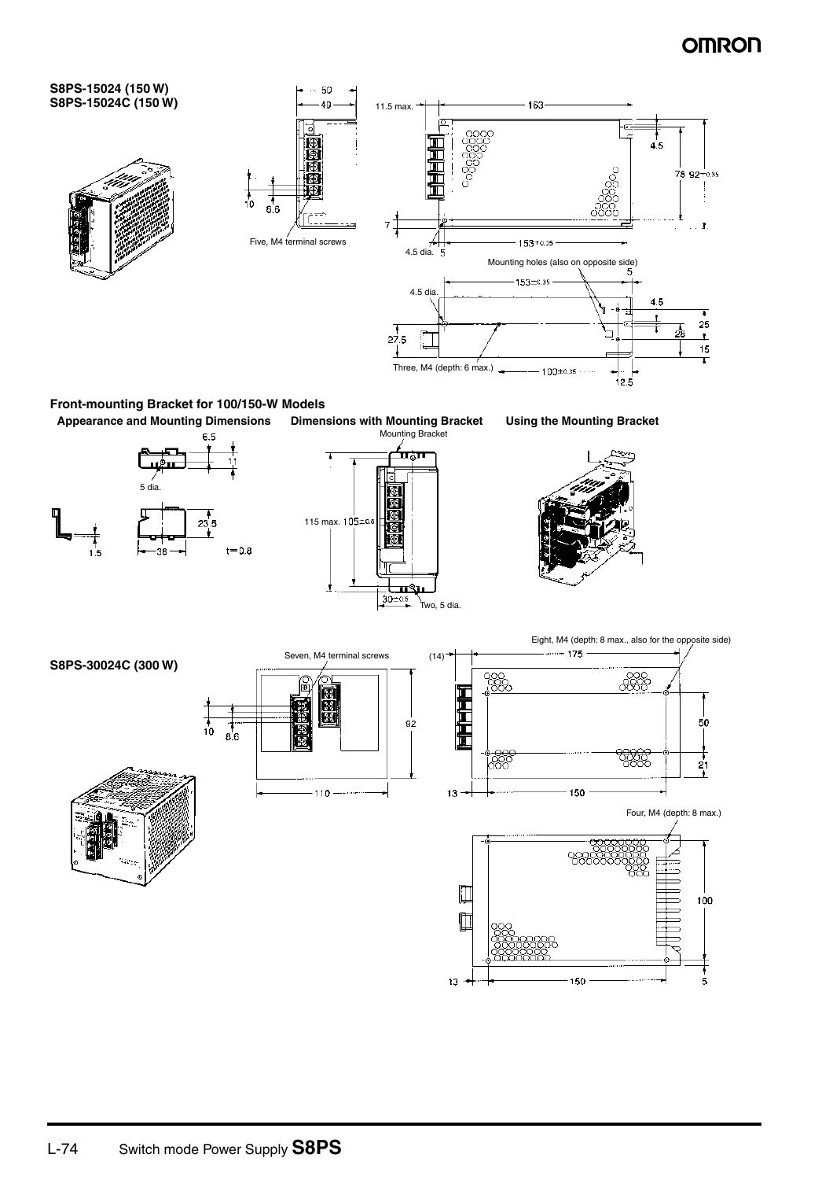## S8PS-15024 (150 W)
## S8PS-15024C (150 W)

50
49
11.5 max.
163
4.5
78 92±0.35
10
8.6
Five, M4 terminal screws
7
4.5 dia.
5
153±0.35
Mounting holes (also on opposite side)
5
153±0.35
4.5 dia.
4.5
25
28
27.5
15
Three, M4 (depth: 6 max.)
100±0.35
12.5

## Front-mounting Bracket for 100/150-W Models

### Appearance and Mounting Dimensions

6.5
11
5 dia.
23.5
1.5
38
t=0.8

### Dimensions with Mounting Bracket

Mounting Bracket
115 max. 105±0.5
30±0.5
Two, 5 dia.

### Using the Mounting Bracket

## S8PS-30024C (300 W)

Seven, M4 terminal screws
10
8.6
92
110
Eight, M4 (depth: 8 max., also for the opposite side)
(14)
175
50
21
13
150
Four, M4 (depth: 8 max.)
100
13
150
5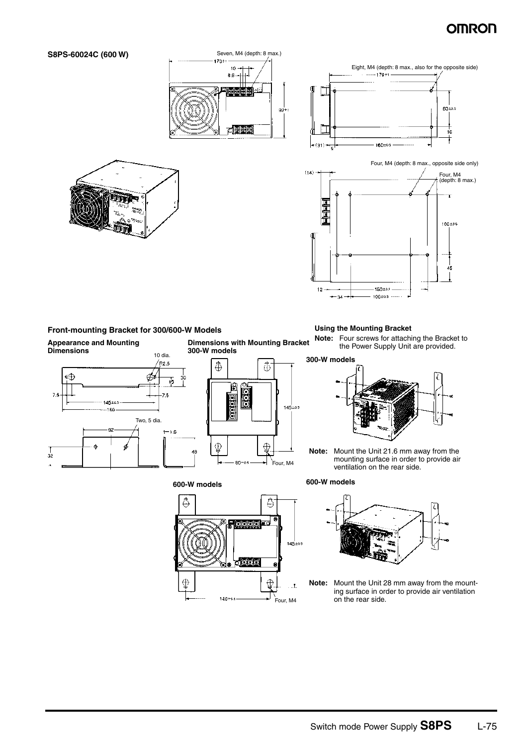**S8PS-60024C (600 W)**

Seven, M4 (depth: 8 max.)

Eight, M4 (depth: 8 max., also for the opposite side)

Four, M4 (depth: 8 max., opposite side only)

Four, M4 (depth: 8 max.)

## Front-mounting Bracket for 300/600-W Models

**Appearance and Mounting Dimensions**

10 dia.

Two, 5 dia.

**Dimensions with Mounting Bracket**

**300-W models**

Four, M4

**600-W models**

Four, M4

### Using the Mounting Bracket

**Note:** Four screws for attaching the Bracket to the Power Supply Unit are provided.

**300-W models**

**Note:** Mount the Unit 21.6 mm away from the mounting surface in order to provide air ventilation on the rear side.

**600-W models**

**Note:** Mount the Unit 28 mm away from the mounting surface in order to provide air ventilation on the rear side.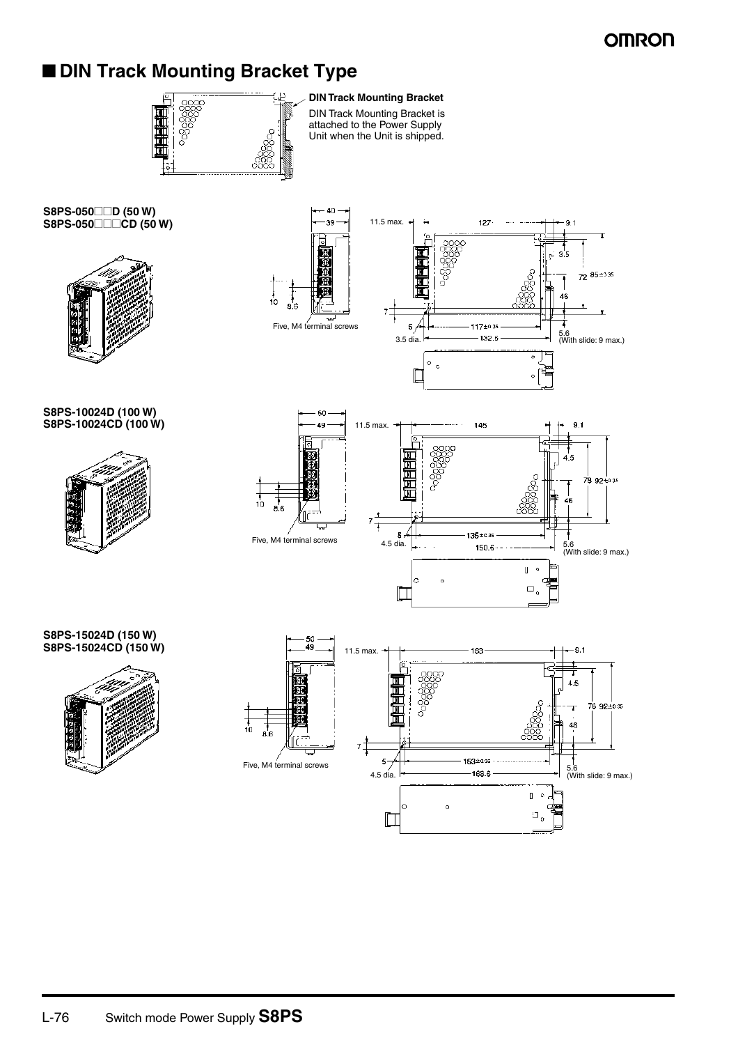## ■ DIN Track Mounting Bracket Type

**DIN Track Mounting Bracket**

DIN Track Mounting Bracket is attached to the Power Supply Unit when the Unit is shipped.

**S8PS-050□□D (50 W)**
**S8PS-050□□□CD (50 W)**

40
39
11.5 max.
127
9.1
3.5
72
$85^{\pm0.35}$
46
10
8.6
7
Five, M4 terminal screws
5
3.5 dia.
$117^{\pm0.35}$
132.5
5.6
(With slide: 9 max.)

**S8PS-10024D (100 W)**
**S8PS-10024CD (100 W)**

50
49
11.5 max.
145
9.1
4.5
78
$92^{\pm0.35}$
46
10
8.6
7
Five, M4 terminal screws
5
4.5 dia.
$135^{\pm0.35}$
150.6
5.6
(With slide: 9 max.)

**S8PS-15024D (150 W)**
**S8PS-15024CD (150 W)**

50
49
11.5 max.
163
9.1
4.5
78
$92^{\pm0.35}$
46
10
8.6
7
Five, M4 terminal screws
5
4.5 dia.
$153^{\pm0.35}$
168.6
5.6
(With slide: 9 max.)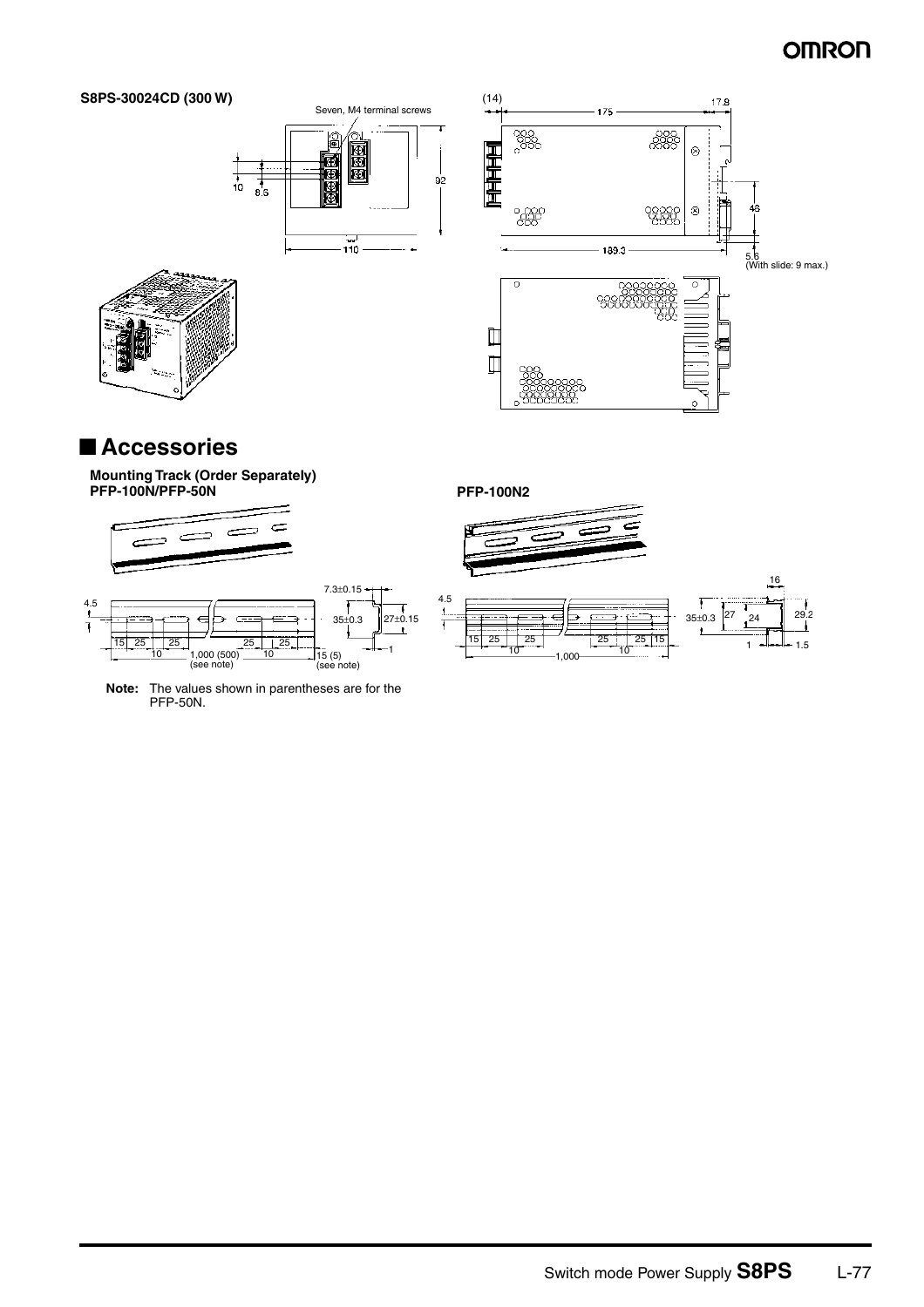**S8PS-30024CD (300 W)**

Seven, M4 terminal screws

## ■ Accessories

**Mounting Track (Order Separately)**
**PFP-100N/PFP-50N**

**PFP-100N2**

**Note:** The values shown in parentheses are for the PFP-50N.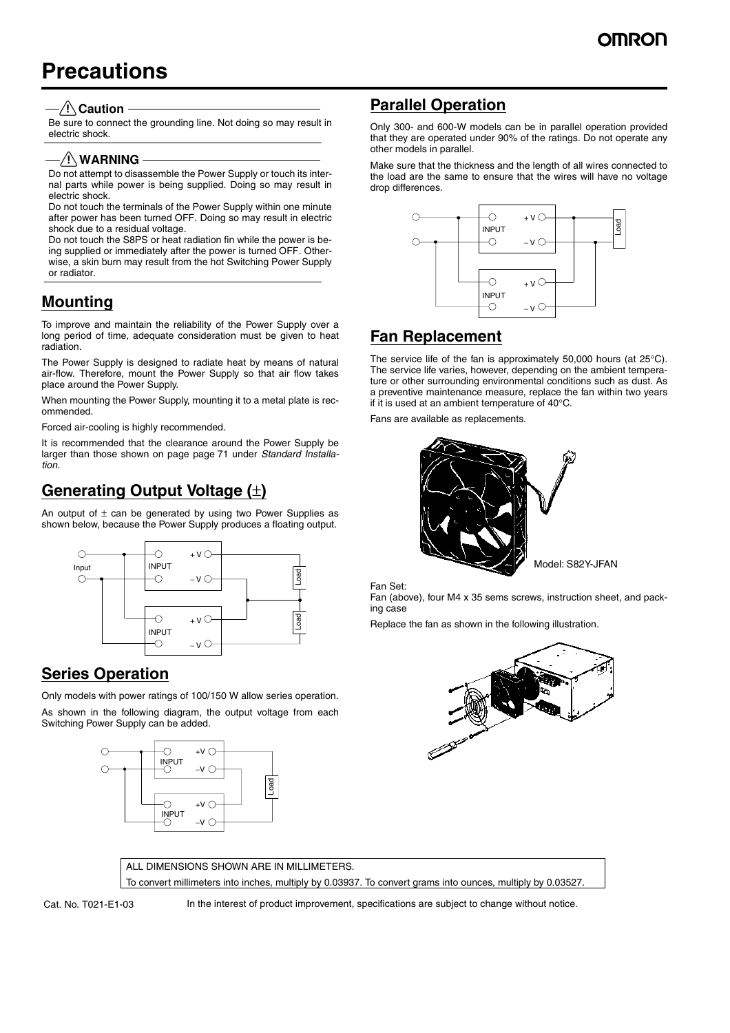# Precautions

## ⚠ Caution

Be sure to connect the grounding line. Not doing so may result in electric shock.

## ⚠ WARNING

Do not attempt to disassemble the Power Supply or touch its internal parts while power is being supplied. Doing so may result in electric shock.

Do not touch the terminals of the Power Supply within one minute after power has been turned OFF. Doing so may result in electric shock due to a residual voltage.

Do not touch the S8PS or heat radiation fin while the power is being supplied or immediately after the power is turned OFF. Otherwise, a skin burn may result from the hot Switching Power Supply or radiator.

## Mounting

To improve and maintain the reliability of the Power Supply over a long period of time, adequate consideration must be given to heat radiation.

The Power Supply is designed to radiate heat by means of natural air-flow. Therefore, mount the Power Supply so that air flow takes place around the Power Supply.

When mounting the Power Supply, mounting it to a metal plate is recommended.

Forced air-cooling is highly recommended.

It is recommended that the clearance around the Power Supply be larger than those shown on page page 71 under *Standard Installation.*

## Generating Output Voltage (±)

An output of ± can be generated by using two Power Supplies as shown below, because the Power Supply produces a floating output.

Input
INPUT
+V
−V
INPUT
+V
−V
Load
Load

## Series Operation

Only models with power ratings of 100/150 W allow series operation.

As shown in the following diagram, the output voltage from each Switching Power Supply can be added.

INPUT
+V
−V
INPUT
+V
−V
Load

## Parallel Operation

Only 300- and 600-W models can be in parallel operation provided that they are operated under 90% of the ratings. Do not operate any other models in parallel.

Make sure that the thickness and the length of all wires connected to the load are the same to ensure that the wires will have no voltage drop differences.

INPUT
+V
−V
INPUT
+V
−V
Load

## Fan Replacement

The service life of the fan is approximately 50,000 hours (at 25°C). The service life varies, however, depending on the ambient temperature or other surrounding environmental conditions such as dust. As a preventive maintenance measure, replace the fan within two years if it is used at an ambient temperature of 40°C.

Fans are available as replacements.

Model: S82Y-JFAN

Fan Set:
Fan (above), four M4 x 35 sems screws, instruction sheet, and packing case

Replace the fan as shown in the following illustration.

ALL DIMENSIONS SHOWN ARE IN MILLIMETERS.
To convert millimeters into inches, multiply by 0.03937. To convert grams into ounces, multiply by 0.03527.

Cat. No. T021-E1-03

In the interest of product improvement, specifications are subject to change without notice.